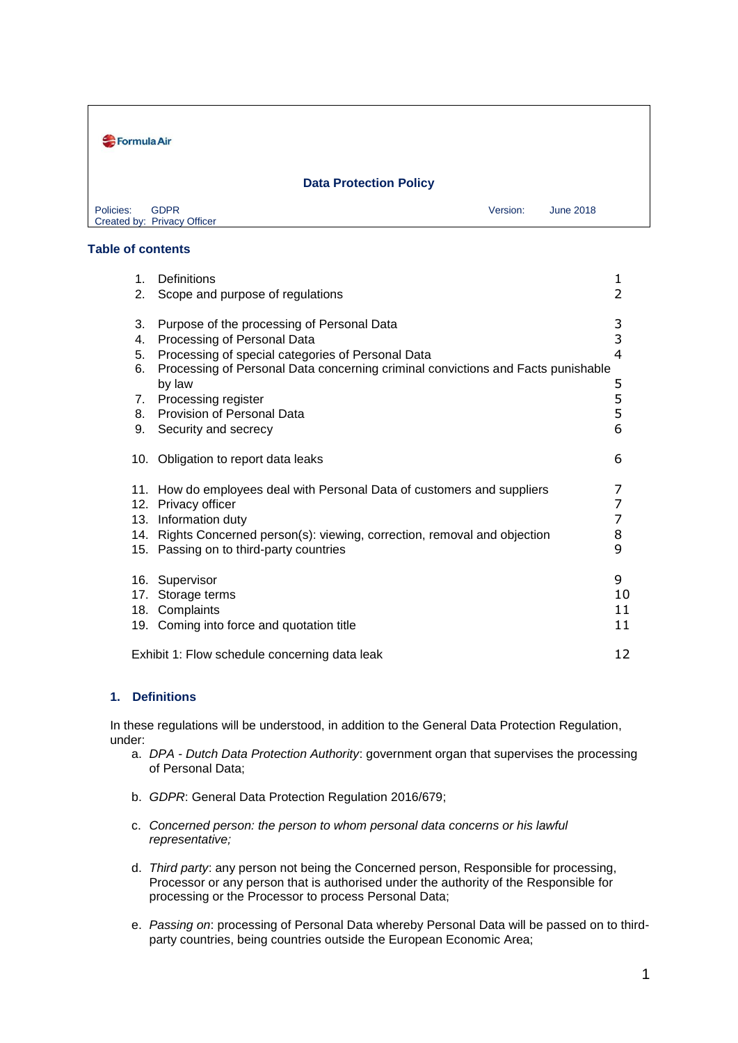Formula Air

# Data Protection Policy

Policies: GDPR
Created by: Privacy Officer

Version: June 2018

## Table of contents

| | | |
|---|---|---|
| 1. | Definitions | 1 |
| 2. | Scope and purpose of regulations | 2 |
| 3. | Purpose of the processing of Personal Data | 3 |
| 4. | Processing of Personal Data | 3 |
| 5. | Processing of special categories of Personal Data | 4 |
| 6. | Processing of Personal Data concerning criminal convictions and Facts punishable by law | 5 |
| 7. | Processing register | 5 |
| 8. | Provision of Personal Data | 5 |
| 9. | Security and secrecy | 6 |
| 10. | Obligation to report data leaks | 6 |
| 11. | How do employees deal with Personal Data of customers and suppliers | 7 |
| 12. | Privacy officer | 7 |
| 13. | Information duty | 7 |
| 14. | Rights Concerned person(s): viewing, correction, removal and objection | 8 |
| 15. | Passing on to third-party countries | 9 |
| 16. | Supervisor | 9 |
| 17. | Storage terms | 10 |
| 18. | Complaints | 11 |
| 19. | Coming into force and quotation title | 11 |
| | Exhibit 1: Flow schedule concerning data leak | 12 |

## 1. Definitions

In these regulations will be understood, in addition to the General Data Protection Regulation, under:

a. *DPA - Dutch Data Protection Authority*: government organ that supervises the processing of Personal Data;

b. *GDPR*: General Data Protection Regulation 2016/679;

c. *Concerned person: the person to whom personal data concerns or his lawful representative;*

d. *Third party*: any person not being the Concerned person, Responsible for processing, Processor or any person that is authorised under the authority of the Responsible for processing or the Processor to process Personal Data;

e. *Passing on*: processing of Personal Data whereby Personal Data will be passed on to third-party countries, being countries outside the European Economic Area;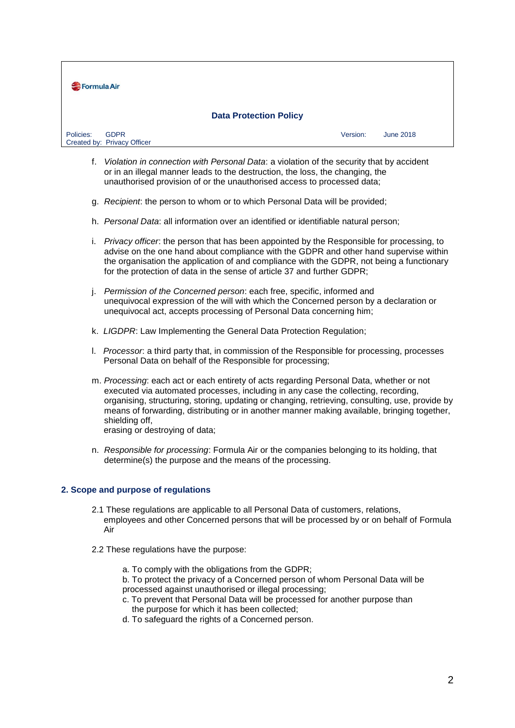f. *Violation in connection with Personal Data*: a violation of the security that by accident or in an illegal manner leads to the destruction, the loss, the changing, the unauthorised provision of or the unauthorised access to processed data;

g. *Recipient*: the person to whom or to which Personal Data will be provided;

h. *Personal Data*: all information over an identified or identifiable natural person;

i. *Privacy officer*: the person that has been appointed by the Responsible for processing, to advise on the one hand about compliance with the GDPR and other hand supervise within the organisation the application of and compliance with the GDPR, not being a functionary for the protection of data in the sense of article 37 and further GDPR;

j. *Permission of the Concerned person*: each free, specific, informed and unequivocal expression of the will with which the Concerned person by a declaration or unequivocal act, accepts processing of Personal Data concerning him;

k. *LIGDPR*: Law Implementing the General Data Protection Regulation;

l. *Processor*: a third party that, in commission of the Responsible for processing, processes Personal Data on behalf of the Responsible for processing;

m. *Processing*: each act or each entirety of acts regarding Personal Data, whether or not executed via automated processes, including in any case the collecting, recording, organising, structuring, storing, updating or changing, retrieving, consulting, use, provide by means of forwarding, distributing or in another manner making available, bringing together, shielding off,
erasing or destroying of data;

n. *Responsible for processing*: Formula Air or the companies belonging to its holding, that determine(s) the purpose and the means of the processing.

## 2. Scope and purpose of regulations

2.1 These regulations are applicable to all Personal Data of customers, relations, employees and other Concerned persons that will be processed by or on behalf of Formula Air

2.2 These regulations have the purpose:

a. To comply with the obligations from the GDPR;
b. To protect the privacy of a Concerned person of whom Personal Data will be processed against unauthorised or illegal processing;
c. To prevent that Personal Data will be processed for another purpose than the purpose for which it has been collected;
d. To safeguard the rights of a Concerned person.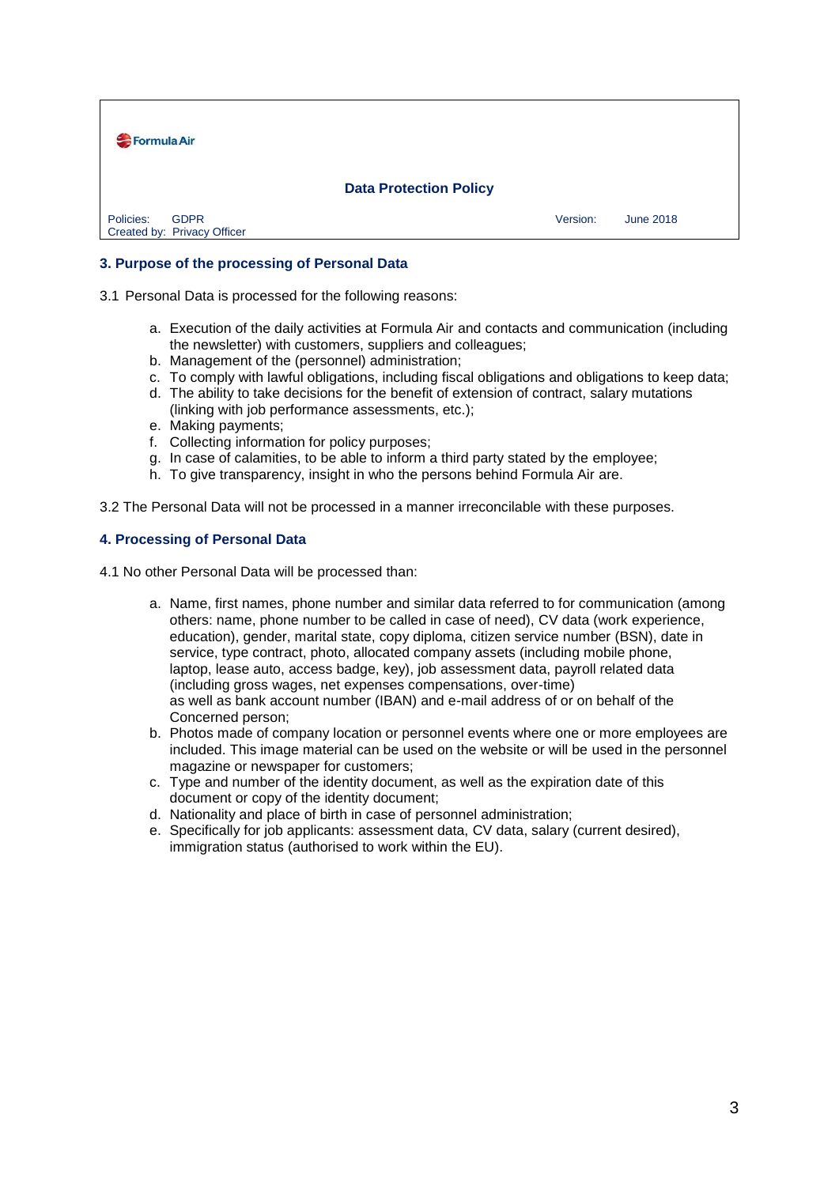## 3. Purpose of the processing of Personal Data

3.1 Personal Data is processed for the following reasons:

a. Execution of the daily activities at Formula Air and contacts and communication (including the newsletter) with customers, suppliers and colleagues;
b. Management of the (personnel) administration;
c. To comply with lawful obligations, including fiscal obligations and obligations to keep data;
d. The ability to take decisions for the benefit of extension of contract, salary mutations (linking with job performance assessments, etc.);
e. Making payments;
f. Collecting information for policy purposes;
g. In case of calamities, to be able to inform a third party stated by the employee;
h. To give transparency, insight in who the persons behind Formula Air are.

3.2 The Personal Data will not be processed in a manner irreconcilable with these purposes.

## 4. Processing of Personal Data

4.1 No other Personal Data will be processed than:

a. Name, first names, phone number and similar data referred to for communication (among others: name, phone number to be called in case of need), CV data (work experience, education), gender, marital state, copy diploma, citizen service number (BSN), date in service, type contract, photo, allocated company assets (including mobile phone, laptop, lease auto, access badge, key), job assessment data, payroll related data (including gross wages, net expenses compensations, over-time) as well as bank account number (IBAN) and e-mail address of or on behalf of the Concerned person;
b. Photos made of company location or personnel events where one or more employees are included. This image material can be used on the website or will be used in the personnel magazine or newspaper for customers;
c. Type and number of the identity document, as well as the expiration date of this document or copy of the identity document;
d. Nationality and place of birth in case of personnel administration;
e. Specifically for job applicants: assessment data, CV data, salary (current desired), immigration status (authorised to work within the EU).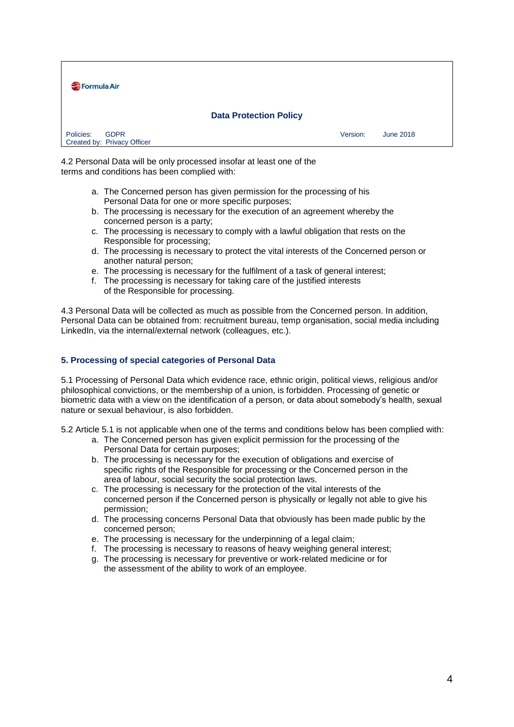4.2 Personal Data will be only processed insofar at least one of the terms and conditions has been complied with:

a. The Concerned person has given permission for the processing of his Personal Data for one or more specific purposes;
b. The processing is necessary for the execution of an agreement whereby the concerned person is a party;
c. The processing is necessary to comply with a lawful obligation that rests on the Responsible for processing;
d. The processing is necessary to protect the vital interests of the Concerned person or another natural person;
e. The processing is necessary for the fulfilment of a task of general interest;
f. The processing is necessary for taking care of the justified interests of the Responsible for processing.

4.3 Personal Data will be collected as much as possible from the Concerned person. In addition, Personal Data can be obtained from: recruitment bureau, temp organisation, social media including LinkedIn, via the internal/external network (colleagues, etc.).

## 5. Processing of special categories of Personal Data

5.1 Processing of Personal Data which evidence race, ethnic origin, political views, religious and/or philosophical convictions, or the membership of a union, is forbidden. Processing of genetic or biometric data with a view on the identification of a person, or data about somebody's health, sexual nature or sexual behaviour, is also forbidden.

5.2 Article 5.1 is not applicable when one of the terms and conditions below has been complied with:

a. The Concerned person has given explicit permission for the processing of the Personal Data for certain purposes;
b. The processing is necessary for the execution of obligations and exercise of specific rights of the Responsible for processing or the Concerned person in the area of labour, social security the social protection laws.
c. The processing is necessary for the protection of the vital interests of the concerned person if the Concerned person is physically or legally not able to give his permission;
d. The processing concerns Personal Data that obviously has been made public by the concerned person;
e. The processing is necessary for the underpinning of a legal claim;
f. The processing is necessary to reasons of heavy weighing general interest;
g. The processing is necessary for preventive or work-related medicine or for the assessment of the ability to work of an employee.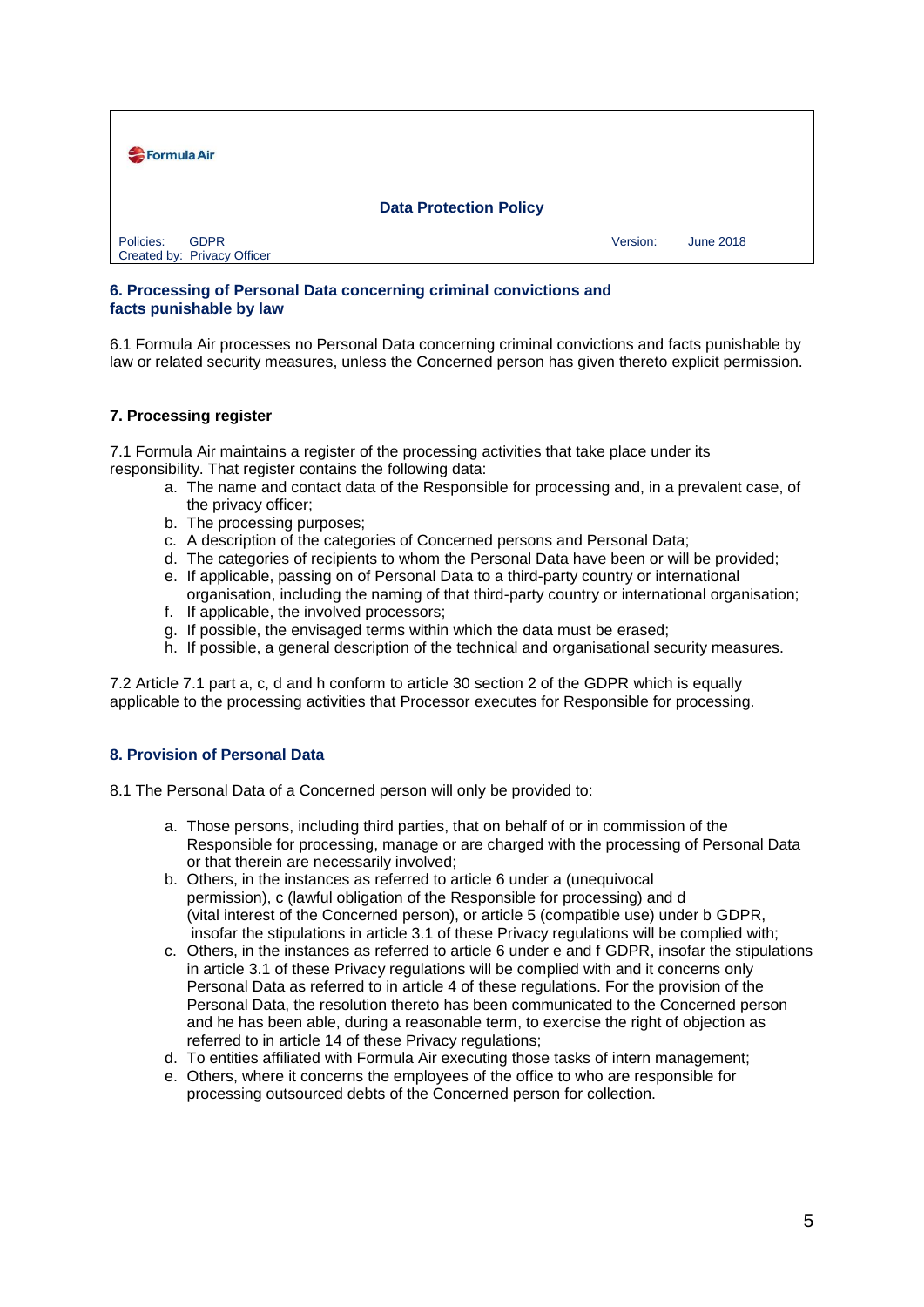## 6. Processing of Personal Data concerning criminal convictions and facts punishable by law

6.1 Formula Air processes no Personal Data concerning criminal convictions and facts punishable by law or related security measures, unless the Concerned person has given thereto explicit permission.

## 7. Processing register

7.1 Formula Air maintains a register of the processing activities that take place under its responsibility. That register contains the following data:

a. The name and contact data of the Responsible for processing and, in a prevalent case, of the privacy officer;
b. The processing purposes;
c. A description of the categories of Concerned persons and Personal Data;
d. The categories of recipients to whom the Personal Data have been or will be provided;
e. If applicable, passing on of Personal Data to a third-party country or international organisation, including the naming of that third-party country or international organisation;
f. If applicable, the involved processors;
g. If possible, the envisaged terms within which the data must be erased;
h. If possible, a general description of the technical and organisational security measures.

7.2 Article 7.1 part a, c, d and h conform to article 30 section 2 of the GDPR which is equally applicable to the processing activities that Processor executes for Responsible for processing.

## 8. Provision of Personal Data

8.1 The Personal Data of a Concerned person will only be provided to:

a. Those persons, including third parties, that on behalf of or in commission of the Responsible for processing, manage or are charged with the processing of Personal Data or that therein are necessarily involved;
b. Others, in the instances as referred to article 6 under a (unequivocal permission), c (lawful obligation of the Responsible for processing) and d (vital interest of the Concerned person), or article 5 (compatible use) under b GDPR, insofar the stipulations in article 3.1 of these Privacy regulations will be complied with;
c. Others, in the instances as referred to article 6 under e and f GDPR, insofar the stipulations in article 3.1 of these Privacy regulations will be complied with and it concerns only Personal Data as referred to in article 4 of these regulations. For the provision of the Personal Data, the resolution thereto has been communicated to the Concerned person and he has been able, during a reasonable term, to exercise the right of objection as referred to in article 14 of these Privacy regulations;
d. To entities affiliated with Formula Air executing those tasks of intern management;
e. Others, where it concerns the employees of the office to who are responsible for processing outsourced debts of the Concerned person for collection.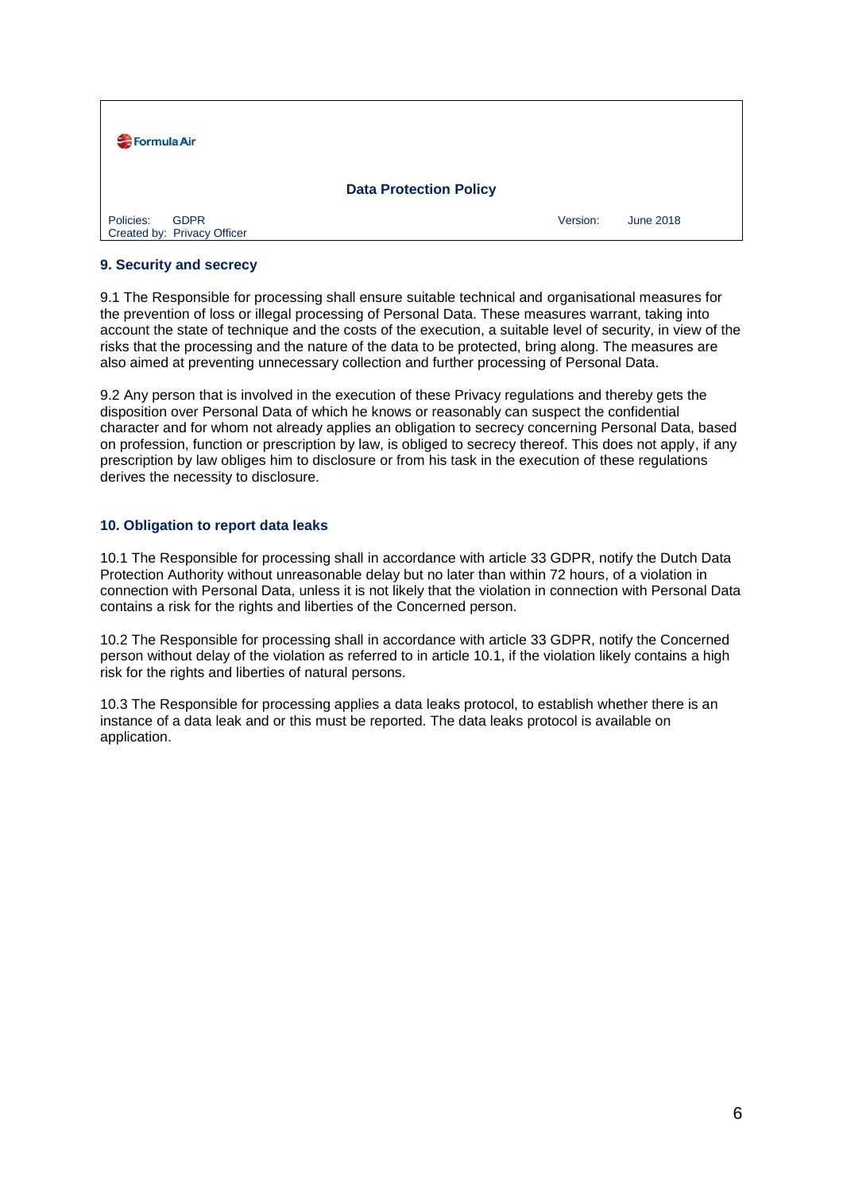## 9. Security and secrecy

9.1 The Responsible for processing shall ensure suitable technical and organisational measures for the prevention of loss or illegal processing of Personal Data. These measures warrant, taking into account the state of technique and the costs of the execution, a suitable level of security, in view of the risks that the processing and the nature of the data to be protected, bring along. The measures are also aimed at preventing unnecessary collection and further processing of Personal Data.

9.2 Any person that is involved in the execution of these Privacy regulations and thereby gets the disposition over Personal Data of which he knows or reasonably can suspect the confidential character and for whom not already applies an obligation to secrecy concerning Personal Data, based on profession, function or prescription by law, is obliged to secrecy thereof. This does not apply, if any prescription by law obliges him to disclosure or from his task in the execution of these regulations derives the necessity to disclosure.

## 10. Obligation to report data leaks

10.1 The Responsible for processing shall in accordance with article 33 GDPR, notify the Dutch Data Protection Authority without unreasonable delay but no later than within 72 hours, of a violation in connection with Personal Data, unless it is not likely that the violation in connection with Personal Data contains a risk for the rights and liberties of the Concerned person.

10.2 The Responsible for processing shall in accordance with article 33 GDPR, notify the Concerned person without delay of the violation as referred to in article 10.1, if the violation likely contains a high risk for the rights and liberties of natural persons.

10.3 The Responsible for processing applies a data leaks protocol, to establish whether there is an instance of a data leak and or this must be reported. The data leaks protocol is available on application.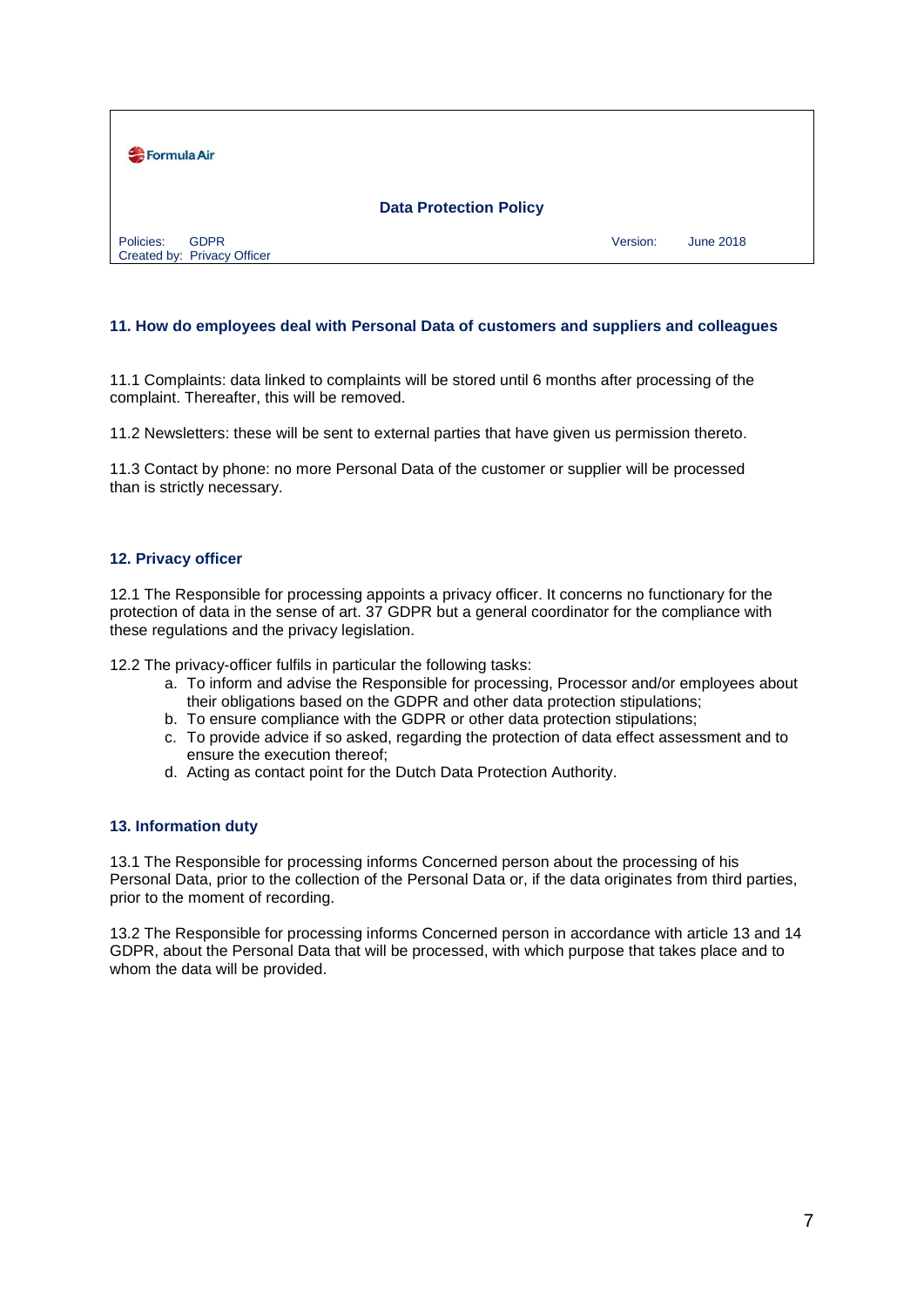## 11. How do employees deal with Personal Data of customers and suppliers and colleagues

11.1 Complaints: data linked to complaints will be stored until 6 months after processing of the complaint. Thereafter, this will be removed.

11.2 Newsletters: these will be sent to external parties that have given us permission thereto.

11.3 Contact by phone: no more Personal Data of the customer or supplier will be processed than is strictly necessary.

## 12. Privacy officer

12.1 The Responsible for processing appoints a privacy officer. It concerns no functionary for the protection of data in the sense of art. 37 GDPR but a general coordinator for the compliance with these regulations and the privacy legislation.

12.2 The privacy-officer fulfils in particular the following tasks:

a. To inform and advise the Responsible for processing, Processor and/or employees about their obligations based on the GDPR and other data protection stipulations;
b. To ensure compliance with the GDPR or other data protection stipulations;
c. To provide advice if so asked, regarding the protection of data effect assessment and to ensure the execution thereof;
d. Acting as contact point for the Dutch Data Protection Authority.

## 13. Information duty

13.1 The Responsible for processing informs Concerned person about the processing of his Personal Data, prior to the collection of the Personal Data or, if the data originates from third parties, prior to the moment of recording.

13.2 The Responsible for processing informs Concerned person in accordance with article 13 and 14 GDPR, about the Personal Data that will be processed, with which purpose that takes place and to whom the data will be provided.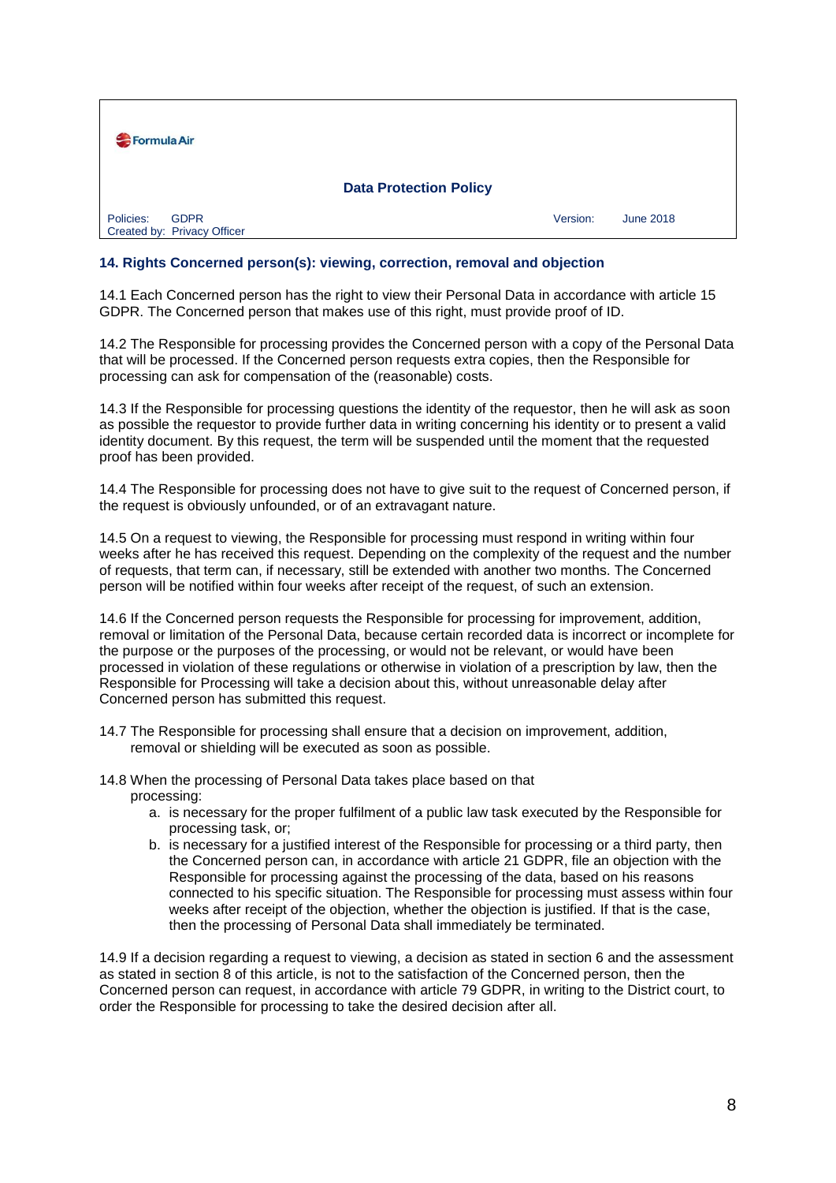## 14. Rights Concerned person(s): viewing, correction, removal and objection

14.1 Each Concerned person has the right to view their Personal Data in accordance with article 15 GDPR. The Concerned person that makes use of this right, must provide proof of ID.

14.2 The Responsible for processing provides the Concerned person with a copy of the Personal Data that will be processed. If the Concerned person requests extra copies, then the Responsible for processing can ask for compensation of the (reasonable) costs.

14.3 If the Responsible for processing questions the identity of the requestor, then he will ask as soon as possible the requestor to provide further data in writing concerning his identity or to present a valid identity document. By this request, the term will be suspended until the moment that the requested proof has been provided.

14.4 The Responsible for processing does not have to give suit to the request of Concerned person, if the request is obviously unfounded, or of an extravagant nature.

14.5 On a request to viewing, the Responsible for processing must respond in writing within four weeks after he has received this request. Depending on the complexity of the request and the number of requests, that term can, if necessary, still be extended with another two months. The Concerned person will be notified within four weeks after receipt of the request, of such an extension.

14.6 If the Concerned person requests the Responsible for processing for improvement, addition, removal or limitation of the Personal Data, because certain recorded data is incorrect or incomplete for the purpose or the purposes of the processing, or would not be relevant, or would have been processed in violation of these regulations or otherwise in violation of a prescription by law, then the Responsible for Processing will take a decision about this, without unreasonable delay after Concerned person has submitted this request.

14.7 The Responsible for processing shall ensure that a decision on improvement, addition, removal or shielding will be executed as soon as possible.

14.8 When the processing of Personal Data takes place based on that processing:

a. is necessary for the proper fulfilment of a public law task executed by the Responsible for processing task, or;
b. is necessary for a justified interest of the Responsible for processing or a third party, then the Concerned person can, in accordance with article 21 GDPR, file an objection with the Responsible for processing against the processing of the data, based on his reasons connected to his specific situation. The Responsible for processing must assess within four weeks after receipt of the objection, whether the objection is justified. If that is the case, then the processing of Personal Data shall immediately be terminated.

14.9 If a decision regarding a request to viewing, a decision as stated in section 6 and the assessment as stated in section 8 of this article, is not to the satisfaction of the Concerned person, then the Concerned person can request, in accordance with article 79 GDPR, in writing to the District court, to order the Responsible for processing to take the desired decision after all.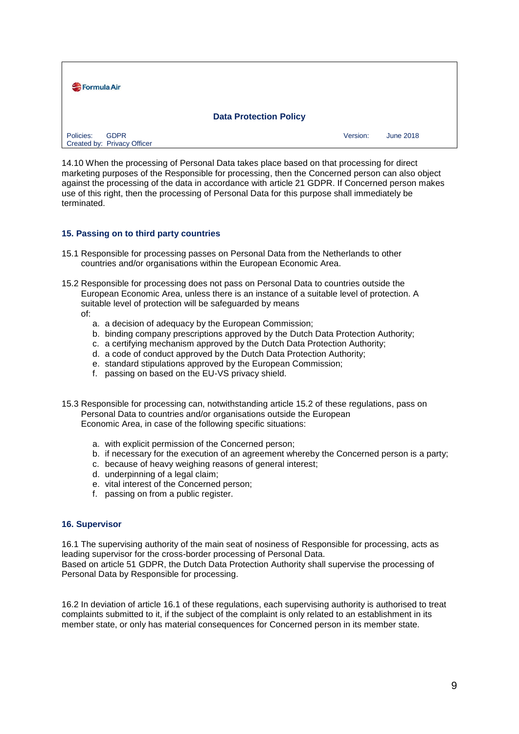14.10 When the processing of Personal Data takes place based on that processing for direct marketing purposes of the Responsible for processing, then the Concerned person can also object against the processing of the data in accordance with article 21 GDPR. If Concerned person makes use of this right, then the processing of Personal Data for this purpose shall immediately be terminated.

## 15. Passing on to third party countries

15.1 Responsible for processing passes on Personal Data from the Netherlands to other countries and/or organisations within the European Economic Area.

15.2 Responsible for processing does not pass on Personal Data to countries outside the European Economic Area, unless there is an instance of a suitable level of protection. A suitable level of protection will be safeguarded by means of:

a. a decision of adequacy by the European Commission;
b. binding company prescriptions approved by the Dutch Data Protection Authority;
c. a certifying mechanism approved by the Dutch Data Protection Authority;
d. a code of conduct approved by the Dutch Data Protection Authority;
e. standard stipulations approved by the European Commission;
f. passing on based on the EU-VS privacy shield.

15.3 Responsible for processing can, notwithstanding article 15.2 of these regulations, pass on Personal Data to countries and/or organisations outside the European Economic Area, in case of the following specific situations:

a. with explicit permission of the Concerned person;
b. if necessary for the execution of an agreement whereby the Concerned person is a party;
c. because of heavy weighing reasons of general interest;
d. underpinning of a legal claim;
e. vital interest of the Concerned person;
f. passing on from a public register.

## 16. Supervisor

16.1 The supervising authority of the main seat of nosiness of Responsible for processing, acts as leading supervisor for the cross-border processing of Personal Data.
Based on article 51 GDPR, the Dutch Data Protection Authority shall supervise the processing of Personal Data by Responsible for processing.

16.2 In deviation of article 16.1 of these regulations, each supervising authority is authorised to treat complaints submitted to it, if the subject of the complaint is only related to an establishment in its member state, or only has material consequences for Concerned person in its member state.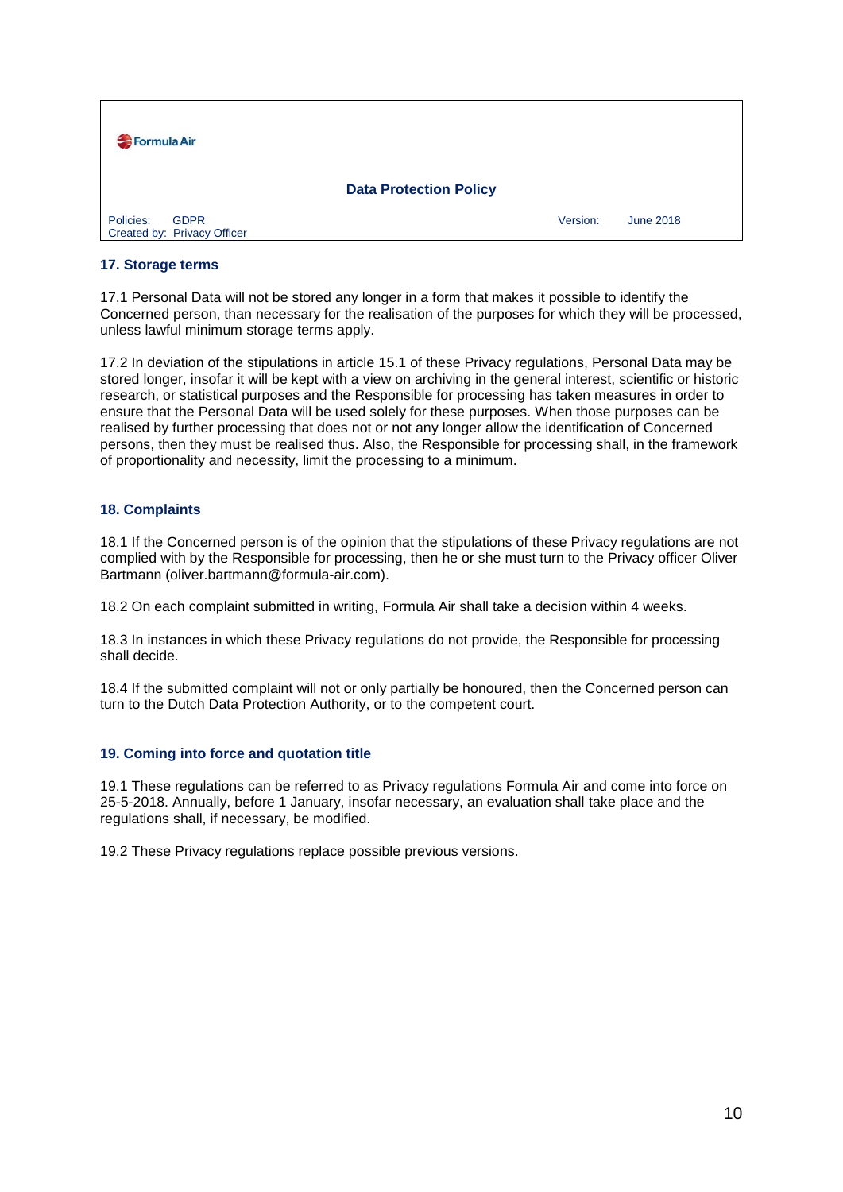## 17. Storage terms

17.1 Personal Data will not be stored any longer in a form that makes it possible to identify the Concerned person, than necessary for the realisation of the purposes for which they will be processed, unless lawful minimum storage terms apply.

17.2 In deviation of the stipulations in article 15.1 of these Privacy regulations, Personal Data may be stored longer, insofar it will be kept with a view on archiving in the general interest, scientific or historic research, or statistical purposes and the Responsible for processing has taken measures in order to ensure that the Personal Data will be used solely for these purposes. When those purposes can be realised by further processing that does not or not any longer allow the identification of Concerned persons, then they must be realised thus. Also, the Responsible for processing shall, in the framework of proportionality and necessity, limit the processing to a minimum.

## 18. Complaints

18.1 If the Concerned person is of the opinion that the stipulations of these Privacy regulations are not complied with by the Responsible for processing, then he or she must turn to the Privacy officer Oliver Bartmann (oliver.bartmann@formula-air.com).

18.2 On each complaint submitted in writing, Formula Air shall take a decision within 4 weeks.

18.3 In instances in which these Privacy regulations do not provide, the Responsible for processing shall decide.

18.4 If the submitted complaint will not or only partially be honoured, then the Concerned person can turn to the Dutch Data Protection Authority, or to the competent court.

## 19. Coming into force and quotation title

19.1 These regulations can be referred to as Privacy regulations Formula Air and come into force on 25-5-2018. Annually, before 1 January, insofar necessary, an evaluation shall take place and the regulations shall, if necessary, be modified.

19.2 These Privacy regulations replace possible previous versions.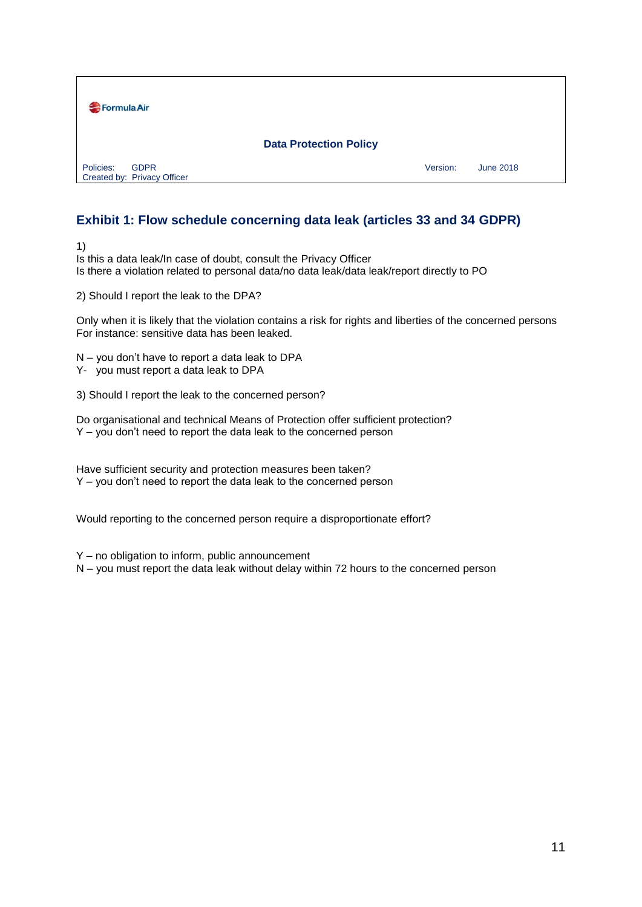## Exhibit 1: Flow schedule concerning data leak (articles 33 and 34 GDPR)

1)
Is this a data leak/In case of doubt, consult the Privacy Officer
Is there a violation related to personal data/no data leak/data leak/report directly to PO

2) Should I report the leak to the DPA?

Only when it is likely that the violation contains a risk for rights and liberties of the concerned persons
For instance: sensitive data has been leaked.

N – you don't have to report a data leak to DPA
Y- you must report a data leak to DPA

3) Should I report the leak to the concerned person?

Do organisational and technical Means of Protection offer sufficient protection?
Y – you don't need to report the data leak to the concerned person

Have sufficient security and protection measures been taken?
Y – you don't need to report the data leak to the concerned person

Would reporting to the concerned person require a disproportionate effort?

Y – no obligation to inform, public announcement
N – you must report the data leak without delay within 72 hours to the concerned person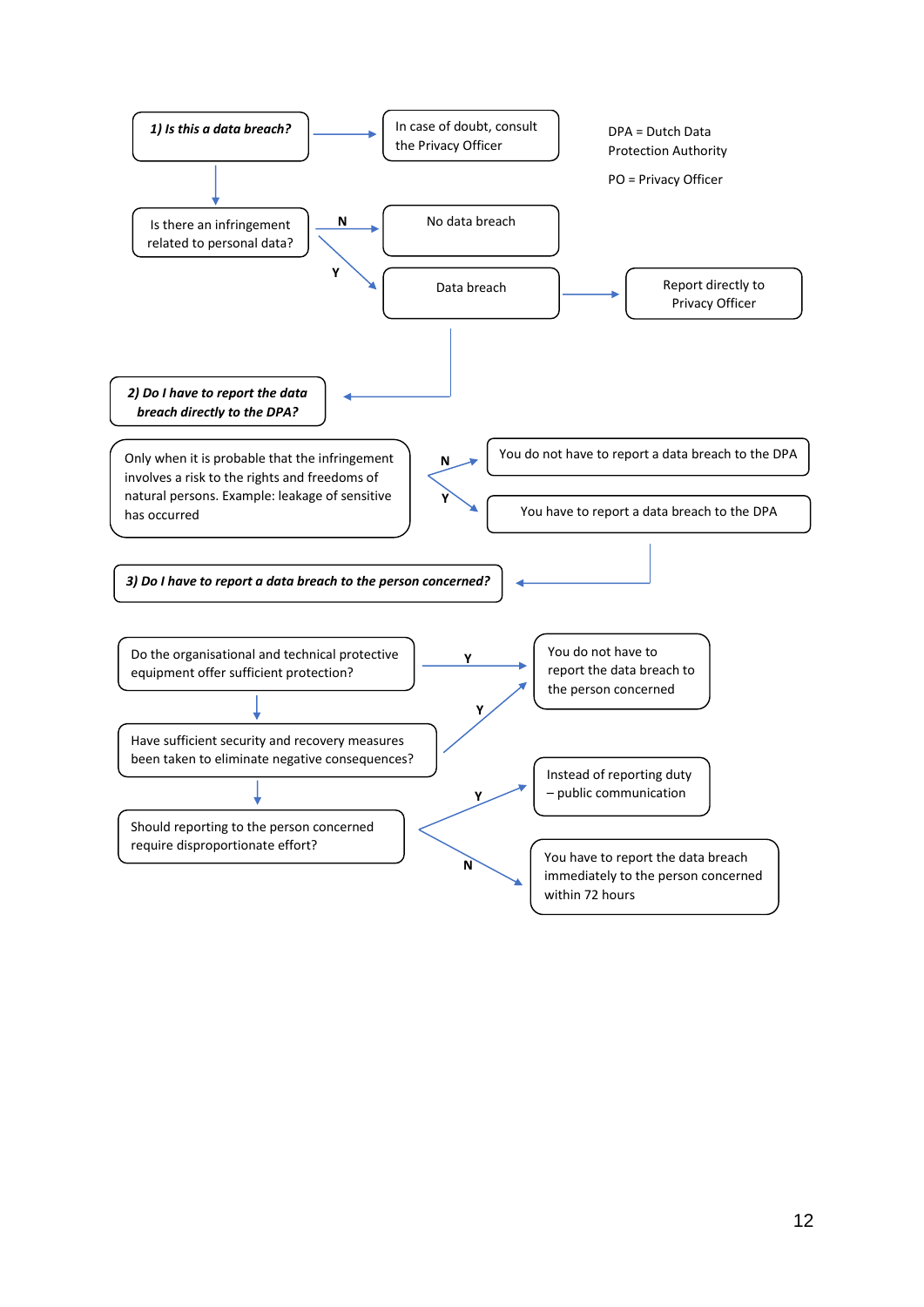***1) Is this a data breach?***

In case of doubt, consult the Privacy Officer

DPA = Dutch Data Protection Authority

PO = Privacy Officer

Is there an infringement related to personal data?

N

No data breach

Y

Data breach

Report directly to Privacy Officer

***2) Do I have to report the data breach directly to the DPA?***

Only when it is probable that the infringement involves a risk to the rights and freedoms of natural persons. Example: leakage of sensitive has occurred

N

You do not have to report a data breach to the DPA

Y

You have to report a data breach to the DPA

***3) Do I have to report a data breach to the person concerned?***

Do the organisational and technical protective equipment offer sufficient protection?

Y

You do not have to report the data breach to the person concerned

Have sufficient security and recovery measures been taken to eliminate negative consequences?

Y

Should reporting to the person concerned require disproportionate effort?

Y

Instead of reporting duty – public communication

N

You have to report the data breach immediately to the person concerned within 72 hours